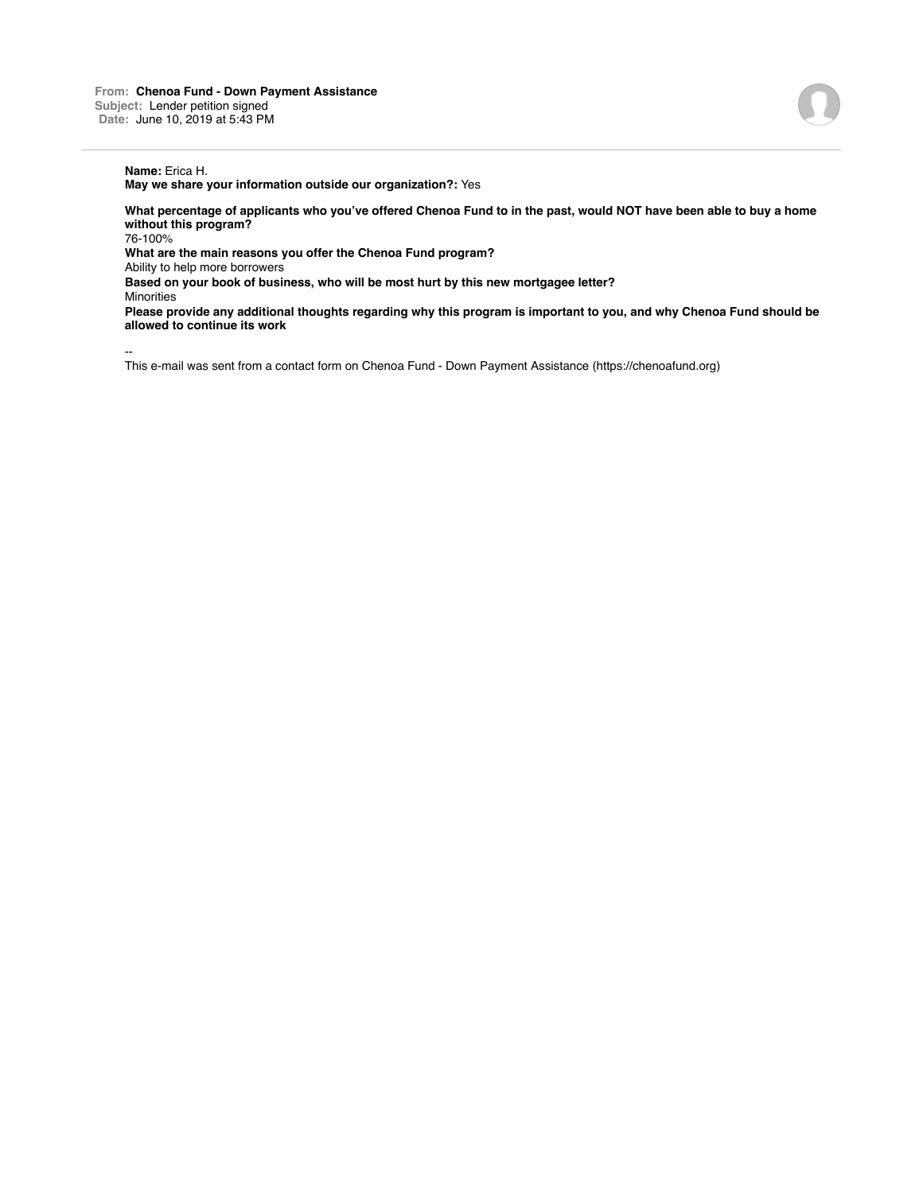**From:** **Chenoa Fund - Down Payment Assistance**
**Subject:** Lender petition signed
**Date:** June 10, 2019 at 5:43 PM

**Name:** Erica H.
**May we share your information outside our organization?:** Yes

**What percentage of applicants who you've offered Chenoa Fund to in the past, would NOT have been able to buy a home without this program?**
76-100%
**What are the main reasons you offer the Chenoa Fund program?**
Ability to help more borrowers
**Based on your book of business, who will be most hurt by this new mortgagee letter?**
Minorities
**Please provide any additional thoughts regarding why this program is important to you, and why Chenoa Fund should be allowed to continue its work**

--
This e-mail was sent from a contact form on Chenoa Fund - Down Payment Assistance (https://chenoafund.org)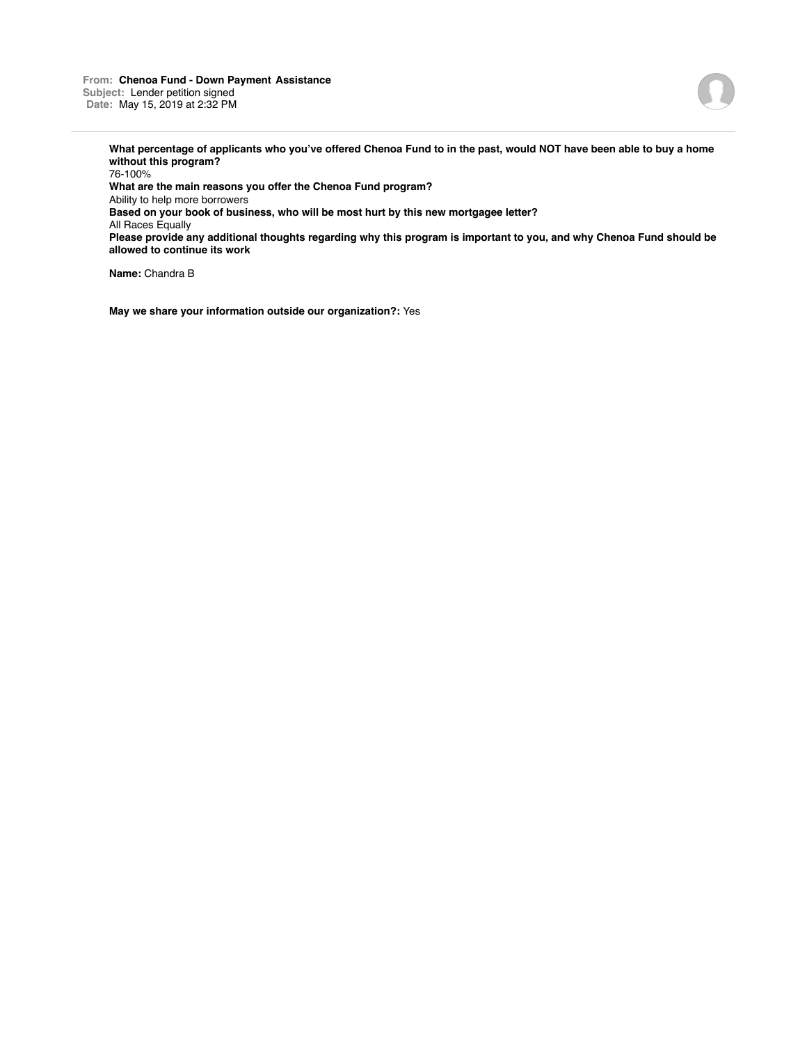**From:** **Chenoa Fund - Down Payment Assistance**
**Subject:** Lender petition signed
**Date:** May 15, 2019 at 2:32 PM

---

**What percentage of applicants who you've offered Chenoa Fund to in the past, would NOT have been able to buy a home without this program?**
76-100%
**What are the main reasons you offer the Chenoa Fund program?**
Ability to help more borrowers
**Based on your book of business, who will be most hurt by this new mortgagee letter?**
All Races Equally
**Please provide any additional thoughts regarding why this program is important to you, and why Chenoa Fund should be allowed to continue its work**

**Name:** Chandra B

**May we share your information outside our organization?:** Yes